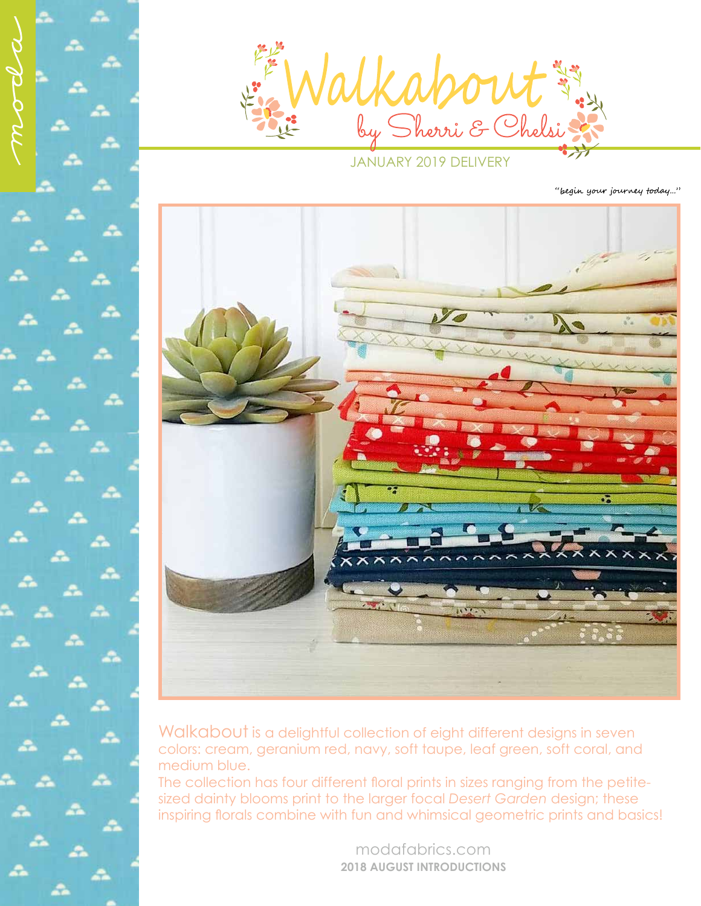moda

# Walkabout

by Sherri & Chelsi

JANUARY 2019 DELIVERY

"begin your journey today..."

Walkabout is a delightful collection of eight different designs in seven colors: cream, geranium red, navy, soft taupe, leaf green, soft coral, and medium blue.

The collection has four different floral prints in sizes ranging from the petite-sized dainty blooms print to the larger focal *Desert Garden* design; these inspiring florals combine with fun and whimsical geometric prints and basics!

modafabrics.com

**2018 AUGUST INTRODUCTIONS**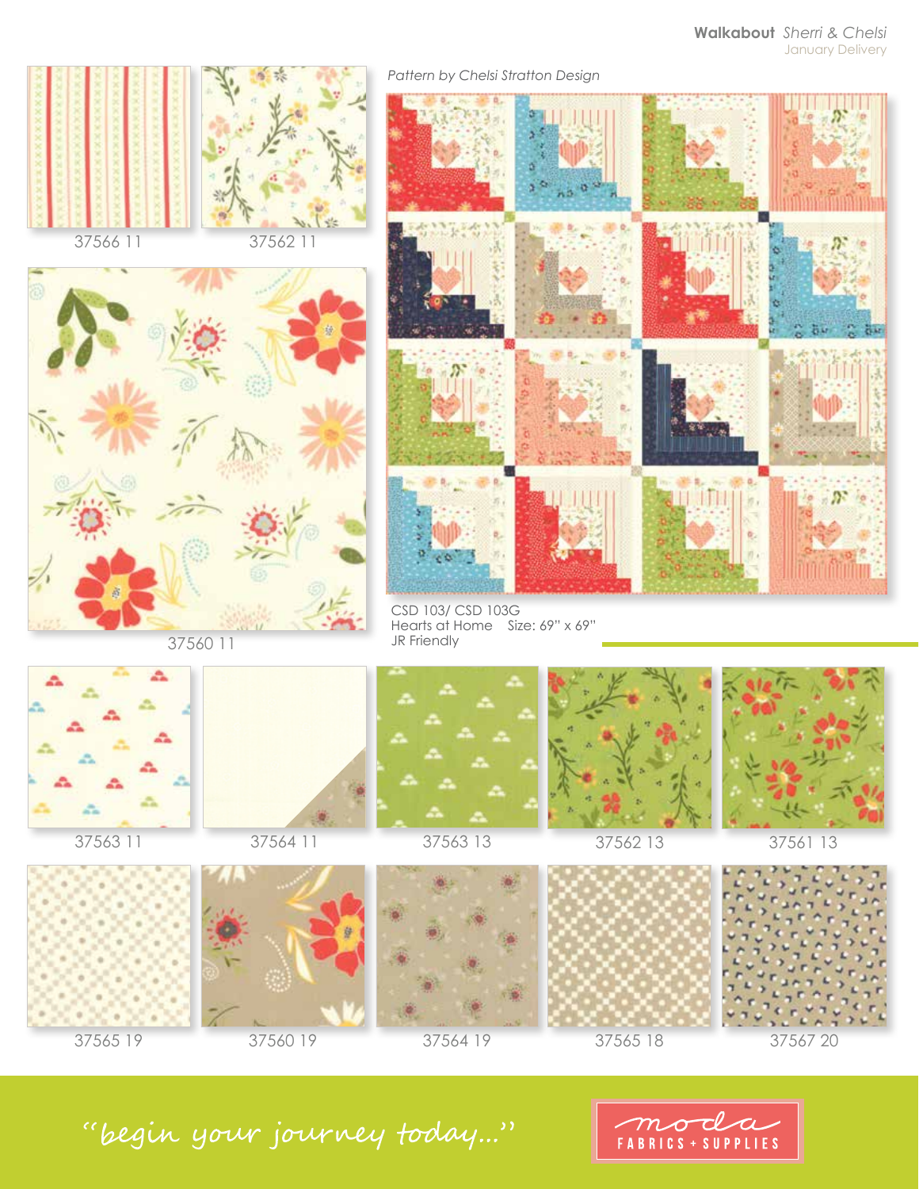**Walkabout** *Sherri & Chelsi*

January Delivery

37566 11

37562 11

37560 11

*Pattern by Chelsi Stratton Design*

CSD 103/ CSD 103G
Hearts at Home  Size: 69" x 69"
JR Friendly

37563 11

37564 11

37563 13

37562 13

37561 13

37565 19

37560 19

37564 19

37565 18

37567 20

*"begin your journey today..."*

moda FABRICS + SUPPLIES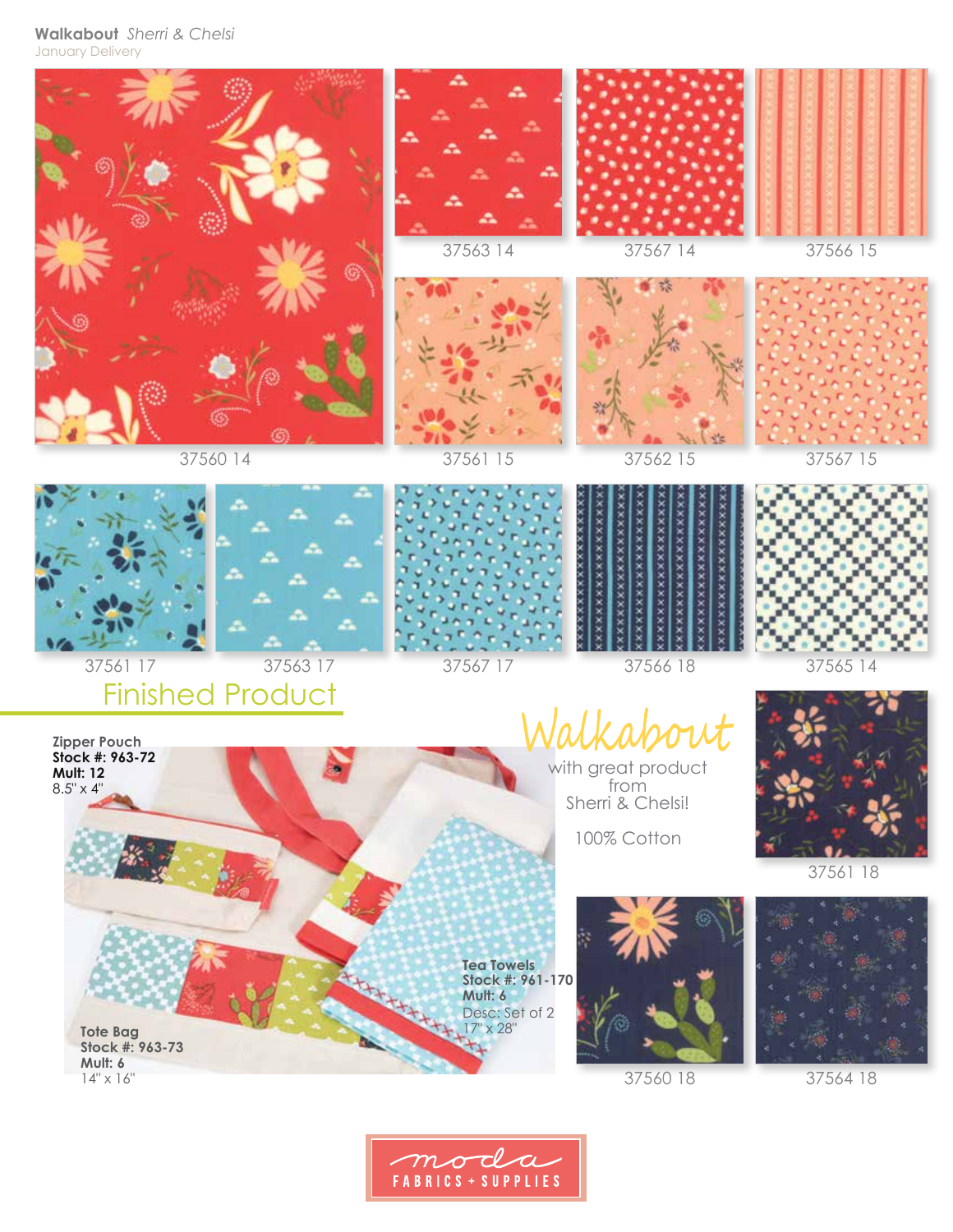**Walkabout** *Sherri & Chelsi*

January Delivery

37560 14

37563 14

37567 14

37566 15

37561 15

37562 15

37567 15

37561 17

37563 17

37567 17

37566 18

37565 14

## Finished Product

**Zipper Pouch**
**Stock #: 963-72**
**Mult: 12**
8.5" x 4"

**Tote Bag**
**Stock #: 963-73**
**Mult: 6**
14" x 16"

**Tea Towels**
**Stock #: 961-170**
**Mult: 6**
Desc: Set of 2
17" x 28"

Walkabout

with great product from Sherri & Chelsi!

100% Cotton

37561 18

37560 18

37564 18

moda FABRICS + SUPPLIES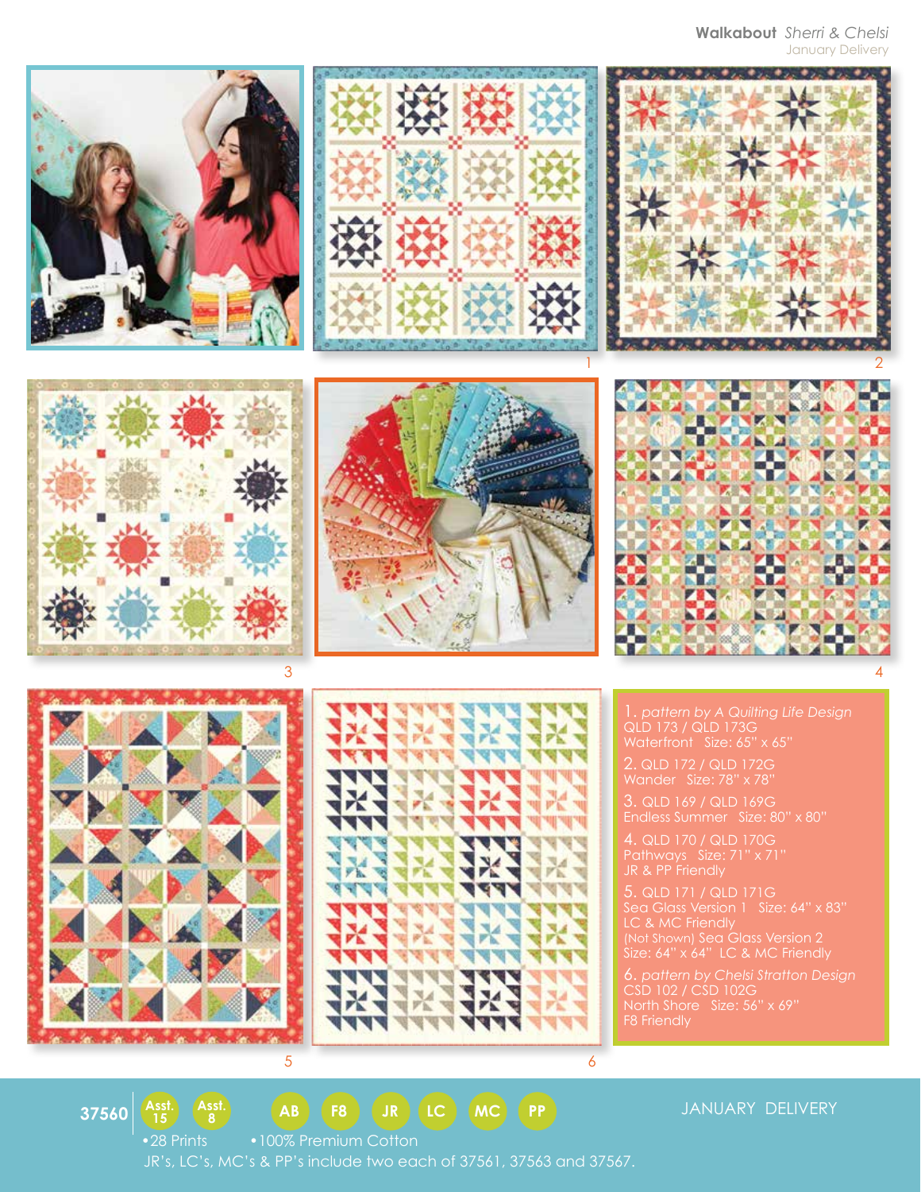**Walkabout** *Sherri & Chelsi*
January Delivery

1. *pattern by A Quilting Life Design*
QLD 173 / QLD 173G
Waterfront Size: 65" x 65"

2. QLD 172 / QLD 172G
Wander Size: 78" x 78"

3. QLD 169 / QLD 169G
Endless Summer Size: 80" x 80"

4. QLD 170 / QLD 170G
Pathways Size: 71" x 71"
JR & PP Friendly

5. QLD 171 / QLD 171G
Sea Glass Version 1 Size: 64" x 83"
LC & MC Friendly
(Not Shown) Sea Glass Version 2
Size: 64" x 64" LC & MC Friendly

6. *pattern by Chelsi Stratton Design*
CSD 102 / CSD 102G
North Shore Size: 56" x 69"
F8 Friendly

**37560** Asst. 15 Asst. 8 AB F8 JR LC MC PP

JANUARY DELIVERY

• 28 Prints • 100% Premium Cotton

JR's, LC's, MC's & PP's include two each of 37561, 37563 and 37567.